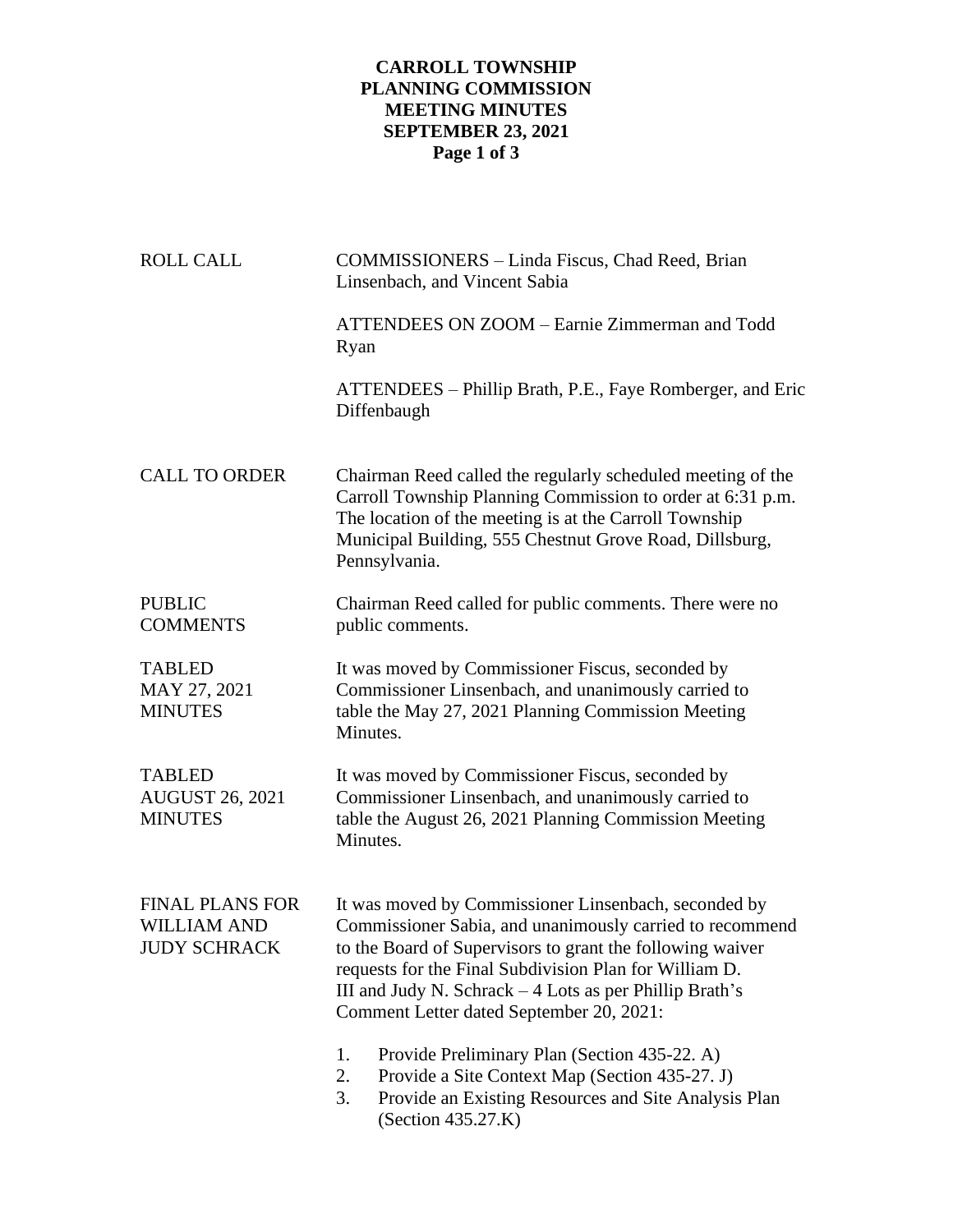# CARROLL TOWNSHIP
# PLANNING COMMISSION
# MEETING MINUTES
# SEPTEMBER 23, 2021

**ROLL CALL**

COMMISSIONERS – Linda Fiscus, Chad Reed, Brian Linsenbach, and Vincent Sabia

ATTENDEES ON ZOOM – Earnie Zimmerman and Todd Ryan

ATTENDEES – Phillip Brath, P.E., Faye Romberger, and Eric Diffenbaugh

**CALL TO ORDER**

Chairman Reed called the regularly scheduled meeting of the Carroll Township Planning Commission to order at 6:31 p.m. The location of the meeting is at the Carroll Township Municipal Building, 555 Chestnut Grove Road, Dillsburg, Pennsylvania.

**PUBLIC COMMENTS**

Chairman Reed called for public comments. There were no public comments.

**TABLED MAY 27, 2021 MINUTES**

It was moved by Commissioner Fiscus, seconded by Commissioner Linsenbach, and unanimously carried to table the May 27, 2021 Planning Commission Meeting Minutes.

**TABLED AUGUST 26, 2021 MINUTES**

It was moved by Commissioner Fiscus, seconded by Commissioner Linsenbach, and unanimously carried to table the August 26, 2021 Planning Commission Meeting Minutes.

**FINAL PLANS FOR WILLIAM AND JUDY SCHRACK**

It was moved by Commissioner Linsenbach, seconded by Commissioner Sabia, and unanimously carried to recommend to the Board of Supervisors to grant the following waiver requests for the Final Subdivision Plan for William D. III and Judy N. Schrack – 4 Lots as per Phillip Brath's Comment Letter dated September 20, 2021:

1. Provide Preliminary Plan (Section 435-22. A)
2. Provide a Site Context Map (Section 435-27. J)
3. Provide an Existing Resources and Site Analysis Plan (Section 435.27.K)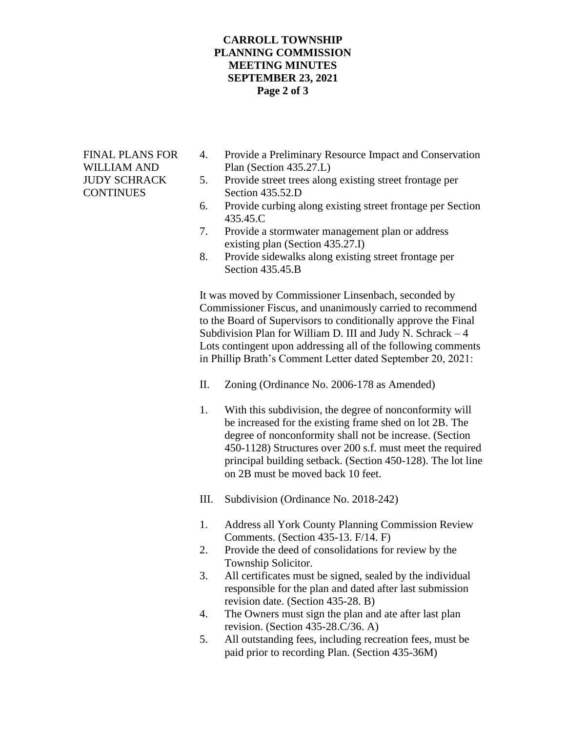FINAL PLANS FOR WILLIAM AND JUDY SCHRACK CONTINUES

4. Provide a Preliminary Resource Impact and Conservation Plan (Section 435.27.L)
5. Provide street trees along existing street frontage per Section 435.52.D
6. Provide curbing along existing street frontage per Section 435.45.C
7. Provide a stormwater management plan or address existing plan (Section 435.27.I)
8. Provide sidewalks along existing street frontage per Section 435.45.B

It was moved by Commissioner Linsenbach, seconded by Commissioner Fiscus, and unanimously carried to recommend to the Board of Supervisors to conditionally approve the Final Subdivision Plan for William D. III and Judy N. Schrack – 4 Lots contingent upon addressing all of the following comments in Phillip Brath's Comment Letter dated September 20, 2021:

II. Zoning (Ordinance No. 2006-178 as Amended)

1. With this subdivision, the degree of nonconformity will be increased for the existing frame shed on lot 2B. The degree of nonconformity shall not be increase. (Section 450-1128) Structures over 200 s.f. must meet the required principal building setback. (Section 450-128). The lot line on 2B must be moved back 10 feet.

III. Subdivision (Ordinance No. 2018-242)

1. Address all York County Planning Commission Review Comments. (Section 435-13. F/14. F)
2. Provide the deed of consolidations for review by the Township Solicitor.
3. All certificates must be signed, sealed by the individual responsible for the plan and dated after last submission revision date. (Section 435-28. B)
4. The Owners must sign the plan and ate after last plan revision. (Section 435-28.C/36. A)
5. All outstanding fees, including recreation fees, must be paid prior to recording Plan. (Section 435-36M)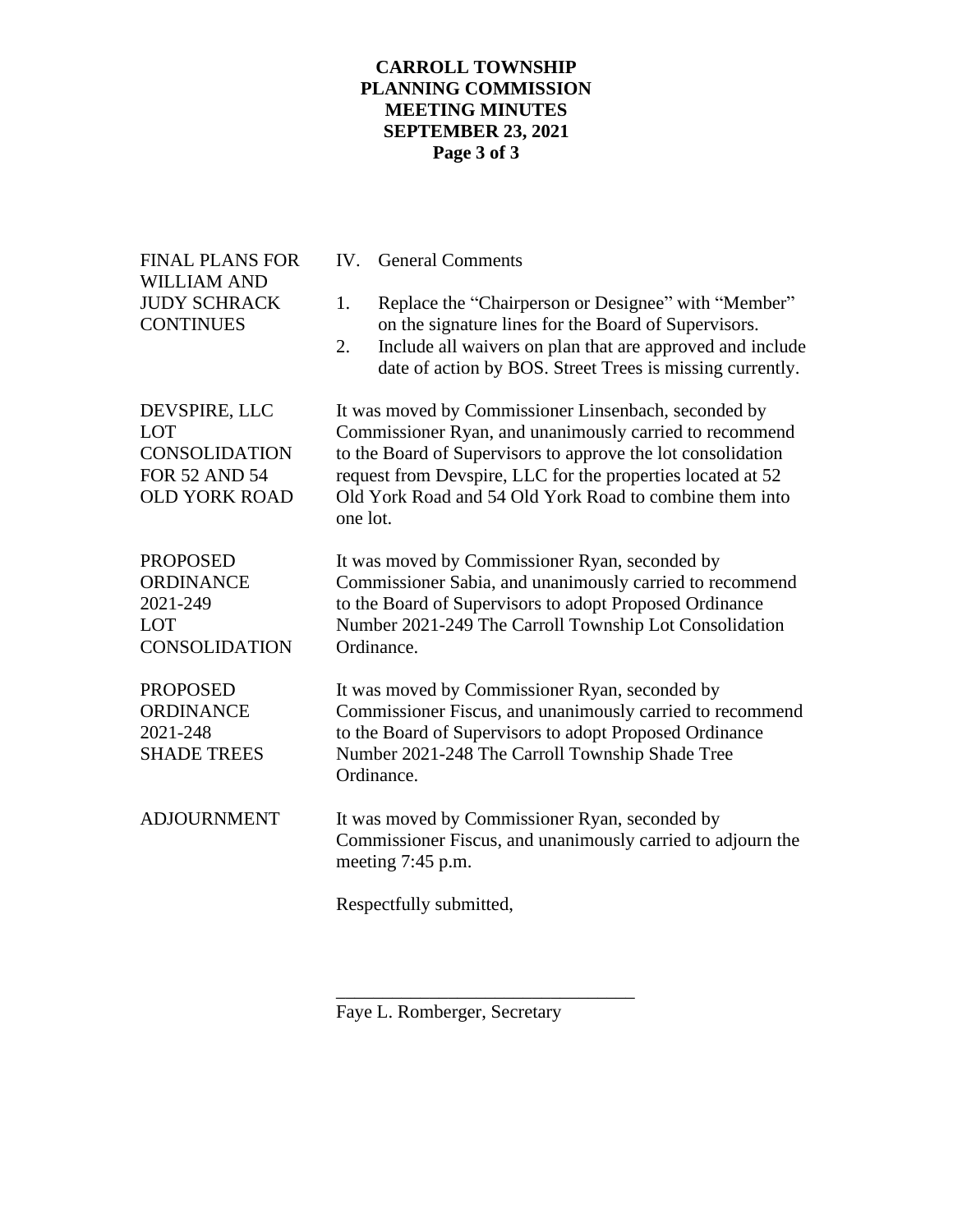**FINAL PLANS FOR WILLIAM AND JUDY SCHRACK CONTINUES**

IV. General Comments

1. Replace the "Chairperson or Designee" with "Member" on the signature lines for the Board of Supervisors.
2. Include all waivers on plan that are approved and include date of action by BOS. Street Trees is missing currently.

**DEVSPIRE, LLC LOT CONSOLIDATION FOR 52 AND 54 OLD YORK ROAD**

It was moved by Commissioner Linsenbach, seconded by Commissioner Ryan, and unanimously carried to recommend to the Board of Supervisors to approve the lot consolidation request from Devspire, LLC for the properties located at 52 Old York Road and 54 Old York Road to combine them into one lot.

**PROPOSED ORDINANCE 2021-249 LOT CONSOLIDATION**

It was moved by Commissioner Ryan, seconded by Commissioner Sabia, and unanimously carried to recommend to the Board of Supervisors to adopt Proposed Ordinance Number 2021-249 The Carroll Township Lot Consolidation Ordinance.

**PROPOSED ORDINANCE 2021-248 SHADE TREES**

It was moved by Commissioner Ryan, seconded by Commissioner Fiscus, and unanimously carried to recommend to the Board of Supervisors to adopt Proposed Ordinance Number 2021-248 The Carroll Township Shade Tree Ordinance.

**ADJOURNMENT**

It was moved by Commissioner Ryan, seconded by Commissioner Fiscus, and unanimously carried to adjourn the meeting 7:45 p.m.

Respectfully submitted,

\_\_\_\_\_\_\_\_\_\_\_\_\_\_\_\_\_\_\_\_\_\_\_\_\_\_\_\_\_\_\_\_

Faye L. Romberger, Secretary